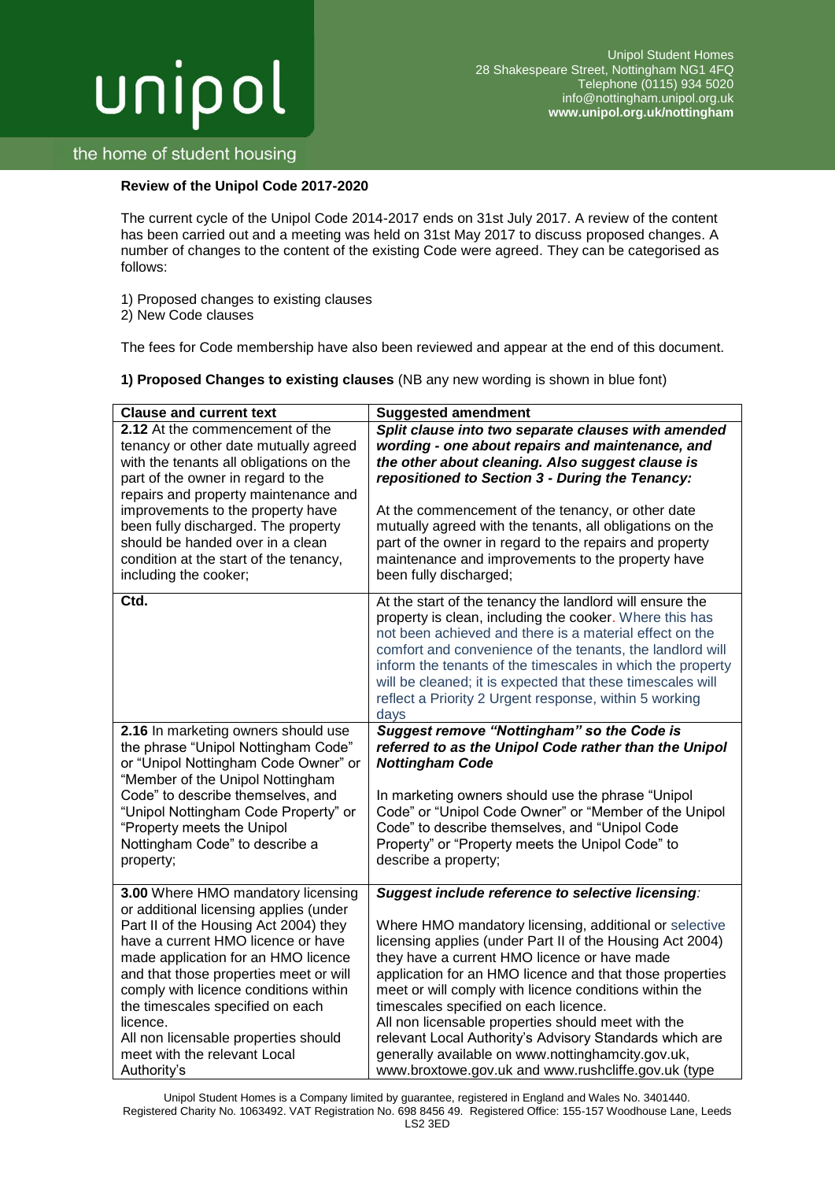unipol

the home of student housing

Unipol Student Homes
28 Shakespeare Street, Nottingham NG1 4FQ
Telephone (0115) 934 5020
info@nottingham.unipol.org.uk
**www.unipol.org.uk/nottingham**

**Review of the Unipol Code 2017-2020**

The current cycle of the Unipol Code 2014-2017 ends on 31st July 2017. A review of the content has been carried out and a meeting was held on 31st May 2017 to discuss proposed changes. A number of changes to the content of the existing Code were agreed. They can be categorised as follows:

1) Proposed changes to existing clauses
2) New Code clauses

The fees for Code membership have also been reviewed and appear at the end of this document.

**1) Proposed Changes to existing clauses** (NB any new wording is shown in blue font)

| Clause and current text | Suggested amendment |
| --- | --- |
| **2.12** At the commencement of the tenancy or other date mutually agreed with the tenants all obligations on the part of the owner in regard to the repairs and property maintenance and improvements to the property have been fully discharged. The property should be handed over in a clean condition at the start of the tenancy, including the cooker; | ***Split clause into two separate clauses with amended wording - one about repairs and maintenance, and the other about cleaning. Also suggest clause is repositioned to Section 3 - During the Tenancy:*** <br><br> At the commencement of the tenancy, or other date mutually agreed with the tenants, all obligations on the part of the owner in regard to the repairs and property maintenance and improvements to the property have been fully discharged; |
| **Ctd.** | At the start of the tenancy the landlord will ensure the property is clean, including the cooker. Where this has not been achieved and there is a material effect on the comfort and convenience of the tenants, the landlord will inform the tenants of the timescales in which the property will be cleaned; it is expected that these timescales will reflect a Priority 2 Urgent response, within 5 working days |
| **2.16** In marketing owners should use the phrase "Unipol Nottingham Code" or "Unipol Nottingham Code Owner" or "Member of the Unipol Nottingham Code" to describe themselves, and "Unipol Nottingham Code Property" or "Property meets the Unipol Nottingham Code" to describe a property; | ***Suggest remove "Nottingham" so the Code is referred to as the Unipol Code rather than the Unipol Nottingham Code*** <br><br> In marketing owners should use the phrase "Unipol Code" or "Unipol Code Owner" or "Member of the Unipol Code" to describe themselves, and "Unipol Code Property" or "Property meets the Unipol Code" to describe a property; |
| **3.00** Where HMO mandatory licensing or additional licensing applies (under Part II of the Housing Act 2004) they have a current HMO licence or have made application for an HMO licence and that those properties meet or will comply with licence conditions within the timescales specified on each licence. <br> All non licensable properties should meet with the relevant Local Authority's | ***Suggest include reference to selective licensing:*** <br><br> Where HMO mandatory licensing, additional or selective licensing applies (under Part II of the Housing Act 2004) they have a current HMO licence or have made application for an HMO licence and that those properties meet or will comply with licence conditions within the timescales specified on each licence. <br> All non licensable properties should meet with the relevant Local Authority's Advisory Standards which are generally available on www.nottinghamcity.gov.uk, www.broxtowe.gov.uk and www.rushcliffe.gov.uk (type |

Unipol Student Homes is a Company limited by guarantee, registered in England and Wales No. 3401440.
Registered Charity No. 1063492. VAT Registration No. 698 8456 49. Registered Office: 155-157 Woodhouse Lane, Leeds LS2 3ED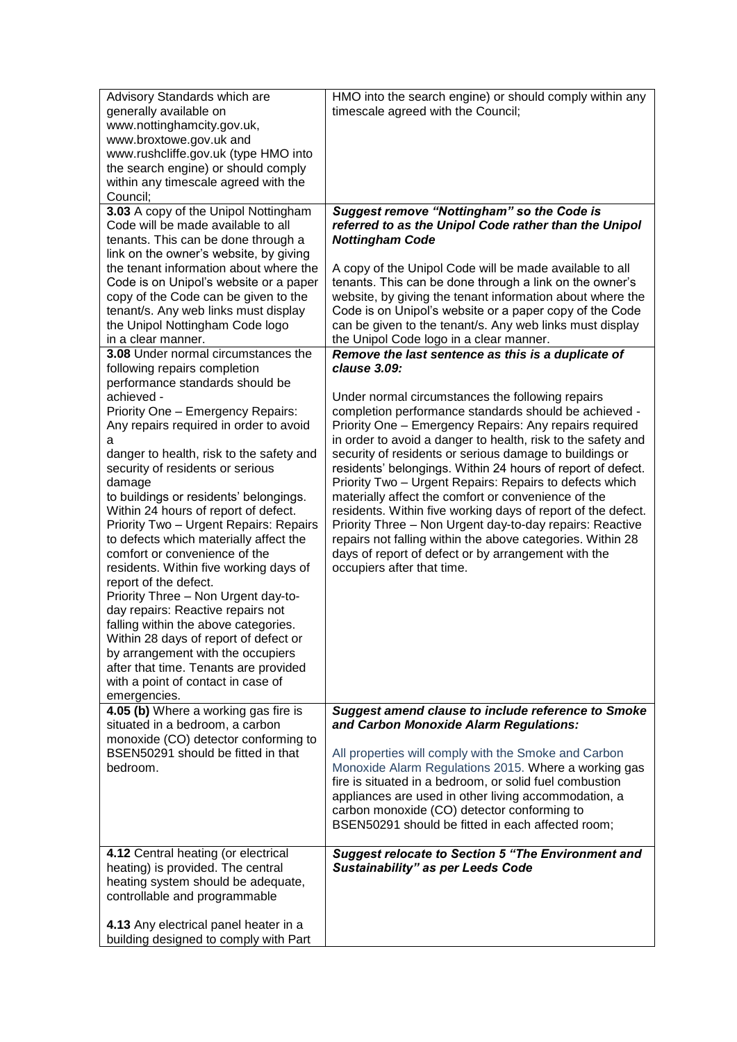| | |
|---|---|
| Advisory Standards which are generally available on www.nottinghamcity.gov.uk, www.broxtowe.gov.uk and www.rushcliffe.gov.uk (type HMO into the search engine) or should comply within any timescale agreed with the Council; | HMO into the search engine) or should comply within any timescale agreed with the Council; |
| **3.03** A copy of the Unipol Nottingham Code will be made available to all tenants. This can be done through a link on the owner's website, by giving the tenant information about where the Code is on Unipol's website or a paper copy of the Code can be given to the tenant/s. Any web links must display the Unipol Nottingham Code logo in a clear manner. | ***Suggest remove "Nottingham" so the Code is referred to as the Unipol Code rather than the Unipol Nottingham Code***<br><br>A copy of the Unipol Code will be made available to all tenants. This can be done through a link on the owner's website, by giving the tenant information about where the Code is on Unipol's website or a paper copy of the Code can be given to the tenant/s. Any web links must display the Unipol Code logo in a clear manner. |
| **3.08** Under normal circumstances the following repairs completion performance standards should be achieved -<br>Priority One – Emergency Repairs: Any repairs required in order to avoid a danger to health, risk to the safety and security of residents or serious damage to buildings or residents' belongings. Within 24 hours of report of defect.<br>Priority Two – Urgent Repairs: Repairs to defects which materially affect the comfort or convenience of the residents. Within five working days of report of the defect.<br>Priority Three – Non Urgent day-to-day repairs: Reactive repairs not falling within the above categories. Within 28 days of report of defect or by arrangement with the occupiers after that time. Tenants are provided with a point of contact in case of emergencies. | ***Remove the last sentence as this is a duplicate of clause 3.09:***<br><br>Under normal circumstances the following repairs completion performance standards should be achieved - Priority One – Emergency Repairs: Any repairs required in order to avoid a danger to health, risk to the safety and security of residents or serious damage to buildings or residents' belongings. Within 24 hours of report of defect. Priority Two – Urgent Repairs: Repairs to defects which materially affect the comfort or convenience of the residents. Within five working days of report of the defect. Priority Three – Non Urgent day-to-day repairs: Reactive repairs not falling within the above categories. Within 28 days of report of defect or by arrangement with the occupiers after that time. |
| **4.05 (b)** Where a working gas fire is situated in a bedroom, a carbon monoxide (CO) detector conforming to BSEN50291 should be fitted in that bedroom. | ***Suggest amend clause to include reference to Smoke and Carbon Monoxide Alarm Regulations:***<br><br>All properties will comply with the Smoke and Carbon Monoxide Alarm Regulations 2015. Where a working gas fire is situated in a bedroom, or solid fuel combustion appliances are used in other living accommodation, a carbon monoxide (CO) detector conforming to BSEN50291 should be fitted in each affected room; |
| **4.12** Central heating (or electrical heating) is provided. The central heating system should be adequate, controllable and programmable<br><br>**4.13** Any electrical panel heater in a building designed to comply with Part | ***Suggest relocate to Section 5 "The Environment and Sustainability" as per Leeds Code*** |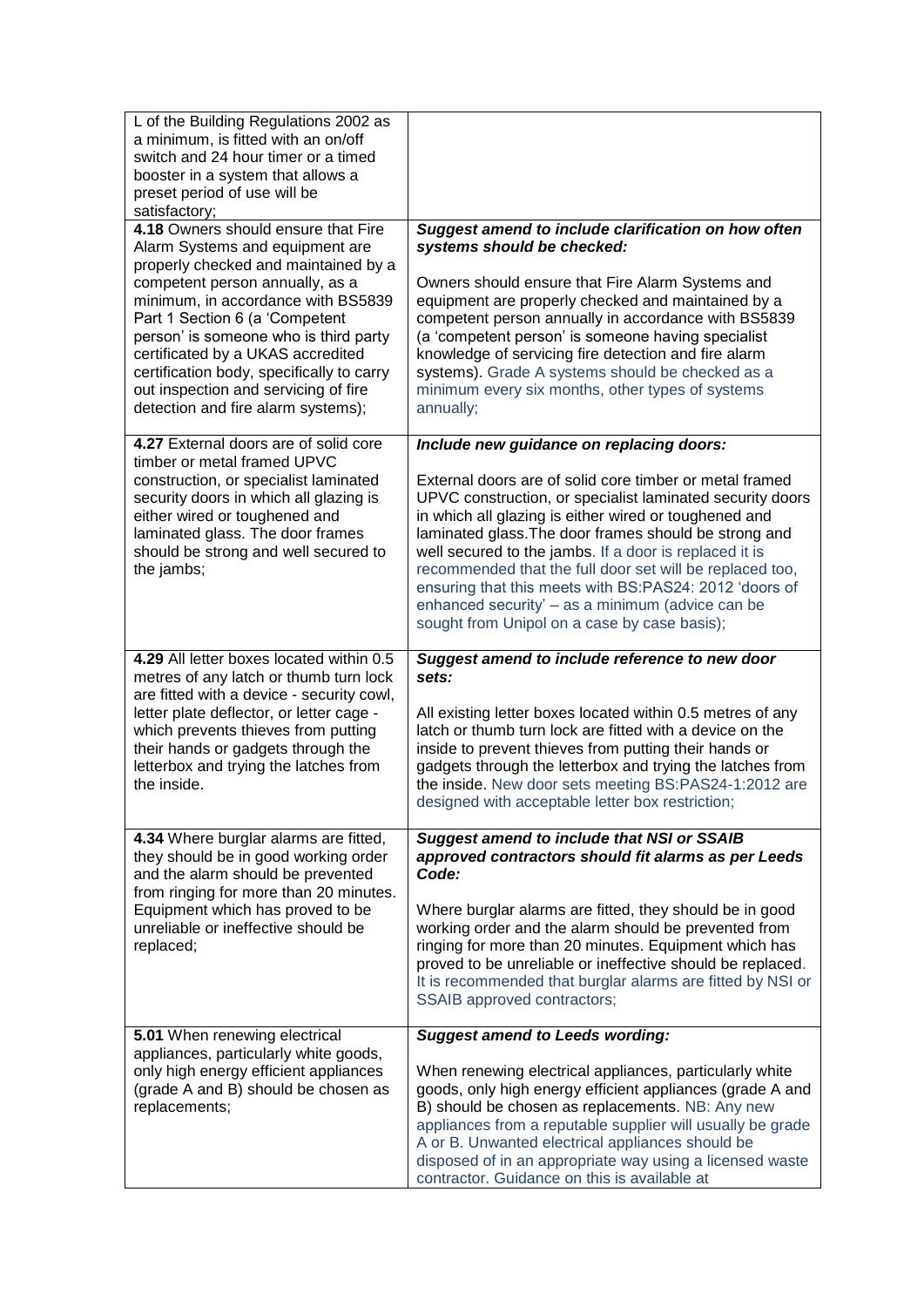| | |
|---|---|
| L of the Building Regulations 2002 as a minimum, is fitted with an on/off switch and 24 hour timer or a timed booster in a system that allows a preset period of use will be satisfactory; | |
| **4.18** Owners should ensure that Fire Alarm Systems and equipment are properly checked and maintained by a competent person annually, as a minimum, in accordance with BS5839 Part 1 Section 6 (a 'Competent person' is someone who is third party certificated by a UKAS accredited certification body, specifically to carry out inspection and servicing of fire detection and fire alarm systems); | ***Suggest amend to include clarification on how often systems should be checked:***<br><br>Owners should ensure that Fire Alarm Systems and equipment are properly checked and maintained by a competent person annually in accordance with BS5839 (a 'competent person' is someone having specialist knowledge of servicing fire detection and fire alarm systems). Grade A systems should be checked as a minimum every six months, other types of systems annually; |
| **4.27** External doors are of solid core timber or metal framed UPVC construction, or specialist laminated security doors in which all glazing is either wired or toughened and laminated glass. The door frames should be strong and well secured to the jambs; | ***Include new guidance on replacing doors:***<br><br>External doors are of solid core timber or metal framed UPVC construction, or specialist laminated security doors in which all glazing is either wired or toughened and laminated glass.The door frames should be strong and well secured to the jambs. If a door is replaced it is recommended that the full door set will be replaced too, ensuring that this meets with BS:PAS24: 2012 'doors of enhanced security' – as a minimum (advice can be sought from Unipol on a case by case basis); |
| **4.29** All letter boxes located within 0.5 metres of any latch or thumb turn lock are fitted with a device - security cowl, letter plate deflector, or letter cage - which prevents thieves from putting their hands or gadgets through the letterbox and trying the latches from the inside. | ***Suggest amend to include reference to new door sets:***<br><br>All existing letter boxes located within 0.5 metres of any latch or thumb turn lock are fitted with a device on the inside to prevent thieves from putting their hands or gadgets through the letterbox and trying the latches from the inside. New door sets meeting BS:PAS24-1:2012 are designed with acceptable letter box restriction; |
| **4.34** Where burglar alarms are fitted, they should be in good working order and the alarm should be prevented from ringing for more than 20 minutes. Equipment which has proved to be unreliable or ineffective should be replaced; | ***Suggest amend to include that NSI or SSAIB approved contractors should fit alarms as per Leeds Code:***<br><br>Where burglar alarms are fitted, they should be in good working order and the alarm should be prevented from ringing for more than 20 minutes. Equipment which has proved to be unreliable or ineffective should be replaced. It is recommended that burglar alarms are fitted by NSI or SSAIB approved contractors; |
| **5.01** When renewing electrical appliances, particularly white goods, only high energy efficient appliances (grade A and B) should be chosen as replacements; | ***Suggest amend to Leeds wording:***<br><br>When renewing electrical appliances, particularly white goods, only high energy efficient appliances (grade A and B) should be chosen as replacements. NB: Any new appliances from a reputable supplier will usually be grade A or B. Unwanted electrical appliances should be disposed of in an appropriate way using a licensed waste contractor. Guidance on this is available at |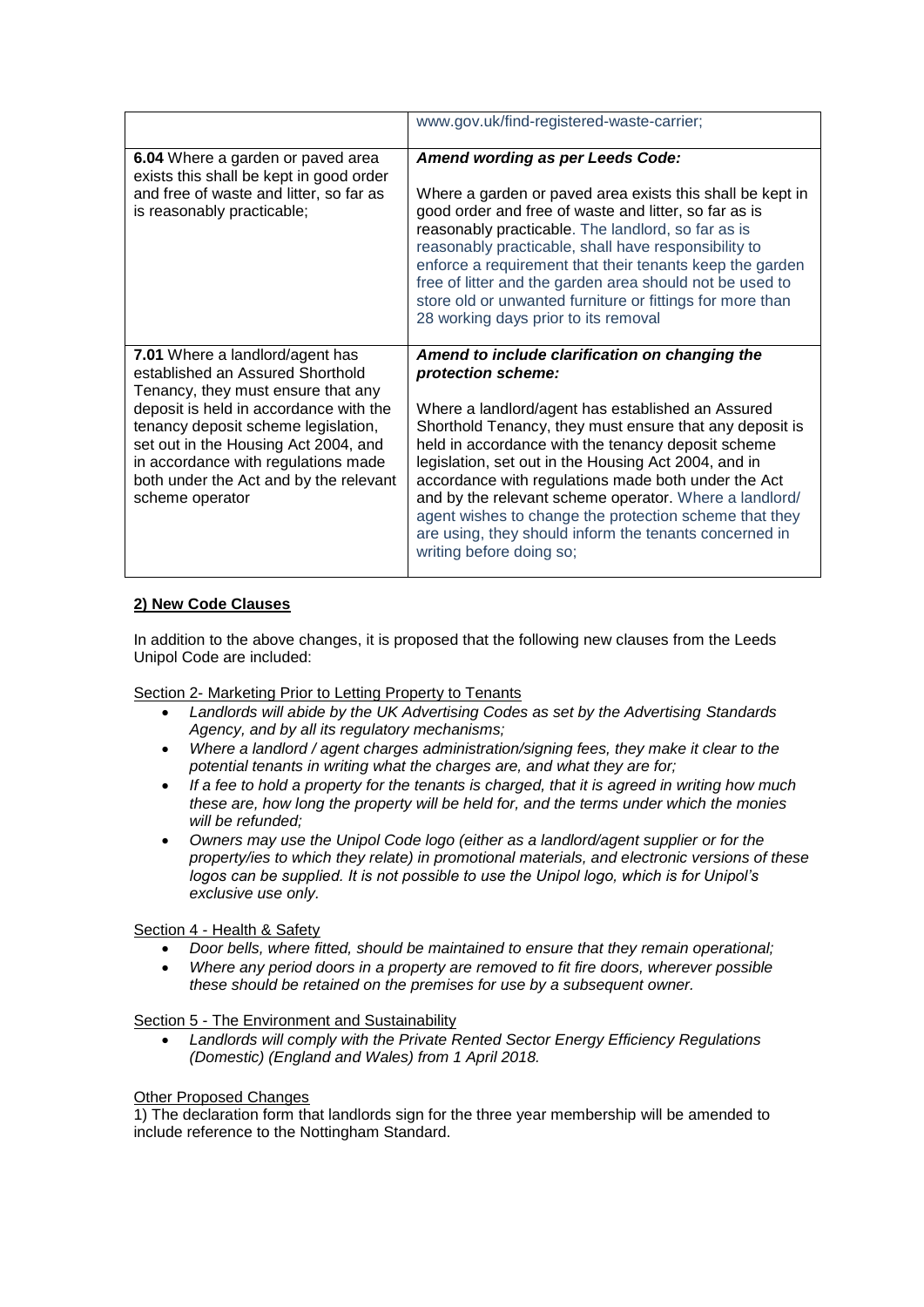| | |
|---|---|
| | www.gov.uk/find-registered-waste-carrier; |
| **6.04** Where a garden or paved area exists this shall be kept in good order and free of waste and litter, so far as is reasonably practicable; | ***Amend wording as per Leeds Code:***<br><br>Where a garden or paved area exists this shall be kept in good order and free of waste and litter, so far as is reasonably practicable. The landlord, so far as is reasonably practicable, shall have responsibility to enforce a requirement that their tenants keep the garden free of litter and the garden area should not be used to store old or unwanted furniture or fittings for more than 28 working days prior to its removal |
| **7.01** Where a landlord/agent has established an Assured Shorthold Tenancy, they must ensure that any deposit is held in accordance with the tenancy deposit scheme legislation, set out in the Housing Act 2004, and in accordance with regulations made both under the Act and by the relevant scheme operator | ***Amend to include clarification on changing the protection scheme:***<br><br>Where a landlord/agent has established an Assured Shorthold Tenancy, they must ensure that any deposit is held in accordance with the tenancy deposit scheme legislation, set out in the Housing Act 2004, and in accordance with regulations made both under the Act and by the relevant scheme operator. Where a landlord/ agent wishes to change the protection scheme that they are using, they should inform the tenants concerned in writing before doing so; |

## 2) New Code Clauses

In addition to the above changes, it is proposed that the following new clauses from the Leeds Unipol Code are included:

Section 2- Marketing Prior to Letting Property to Tenants

- *Landlords will abide by the UK Advertising Codes as set by the Advertising Standards Agency, and by all its regulatory mechanisms;*
- *Where a landlord / agent charges administration/signing fees, they make it clear to the potential tenants in writing what the charges are, and what they are for;*
- *If a fee to hold a property for the tenants is charged, that it is agreed in writing how much these are, how long the property will be held for, and the terms under which the monies will be refunded;*
- *Owners may use the Unipol Code logo (either as a landlord/agent supplier or for the property/ies to which they relate) in promotional materials, and electronic versions of these logos can be supplied. It is not possible to use the Unipol logo, which is for Unipol's exclusive use only.*

Section 4 - Health & Safety

- *Door bells, where fitted, should be maintained to ensure that they remain operational;*
- *Where any period doors in a property are removed to fit fire doors, wherever possible these should be retained on the premises for use by a subsequent owner.*

Section 5 - The Environment and Sustainability

- *Landlords will comply with the Private Rented Sector Energy Efficiency Regulations (Domestic) (England and Wales) from 1 April 2018.*

Other Proposed Changes

1) The declaration form that landlords sign for the three year membership will be amended to include reference to the Nottingham Standard.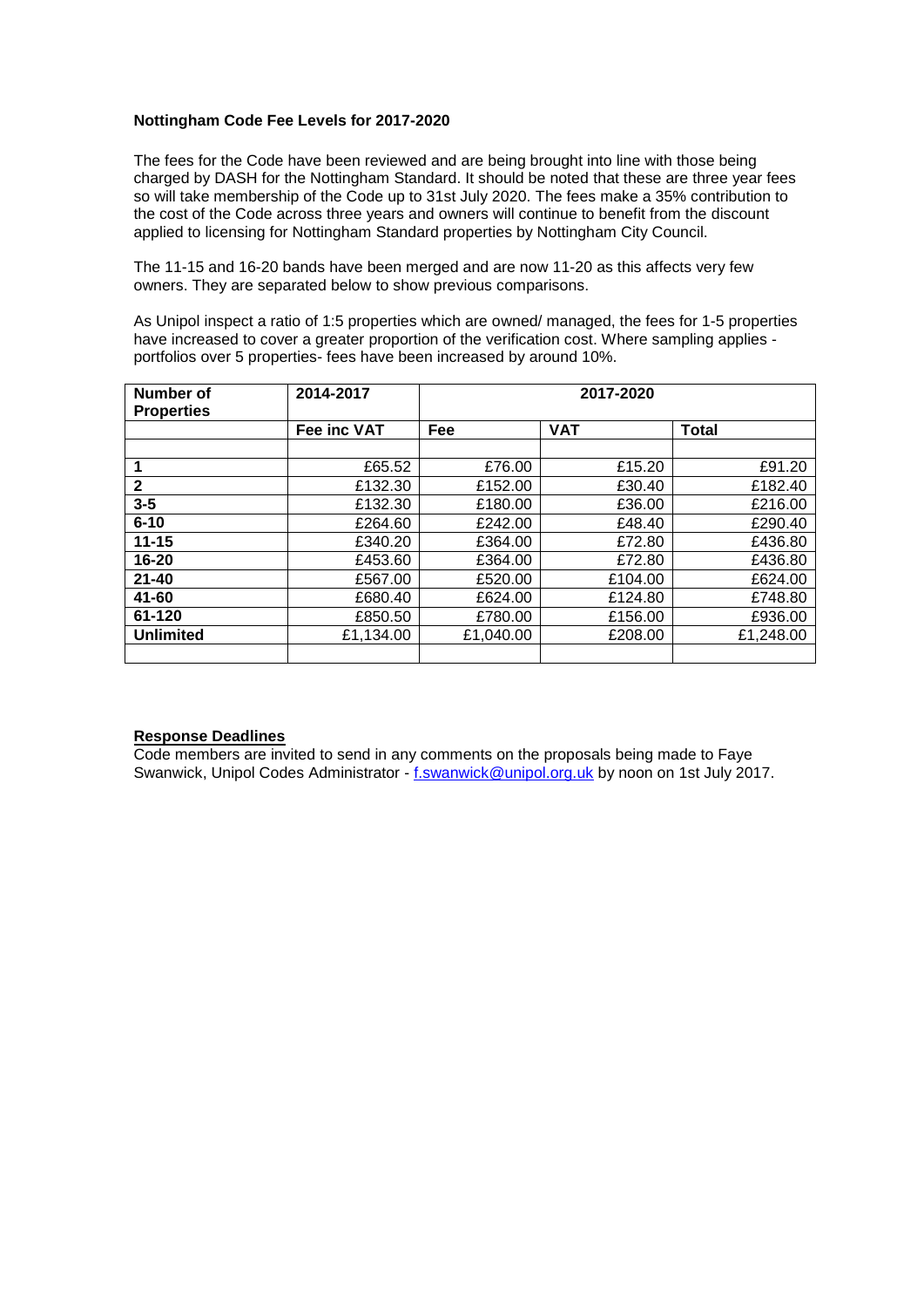**Nottingham Code Fee Levels for 2017-2020**

The fees for the Code have been reviewed and are being brought into line with those being charged by DASH for the Nottingham Standard. It should be noted that these are three year fees so will take membership of the Code up to 31st July 2020. The fees make a 35% contribution to the cost of the Code across three years and owners will continue to benefit from the discount applied to licensing for Nottingham Standard properties by Nottingham City Council.

The 11-15 and 16-20 bands have been merged and are now 11-20 as this affects very few owners. They are separated below to show previous comparisons.

As Unipol inspect a ratio of 1:5 properties which are owned/ managed, the fees for 1-5 properties have increased to cover a greater proportion of the verification cost. Where sampling applies - portfolios over 5 properties- fees have been increased by around 10%.

| Number of Properties | 2014-2017 | 2017-2020 | | |
|---|---|---|---|---|
| | **Fee inc VAT** | **Fee** | **VAT** | **Total** |
| | | | | |
| **1** | £65.52 | £76.00 | £15.20 | £91.20 |
| **2** | £132.30 | £152.00 | £30.40 | £182.40 |
| **3-5** | £132.30 | £180.00 | £36.00 | £216.00 |
| **6-10** | £264.60 | £242.00 | £48.40 | £290.40 |
| **11-15** | £340.20 | £364.00 | £72.80 | £436.80 |
| **16-20** | £453.60 | £364.00 | £72.80 | £436.80 |
| **21-40** | £567.00 | £520.00 | £104.00 | £624.00 |
| **41-60** | £680.40 | £624.00 | £124.80 | £748.80 |
| **61-120** | £850.50 | £780.00 | £156.00 | £936.00 |
| **Unlimited** | £1,134.00 | £1,040.00 | £208.00 | £1,248.00 |
| | | | | |

**Response Deadlines**

Code members are invited to send in any comments on the proposals being made to Faye Swanwick, Unipol Codes Administrator - f.swanwick@unipol.org.uk by noon on 1st July 2017.